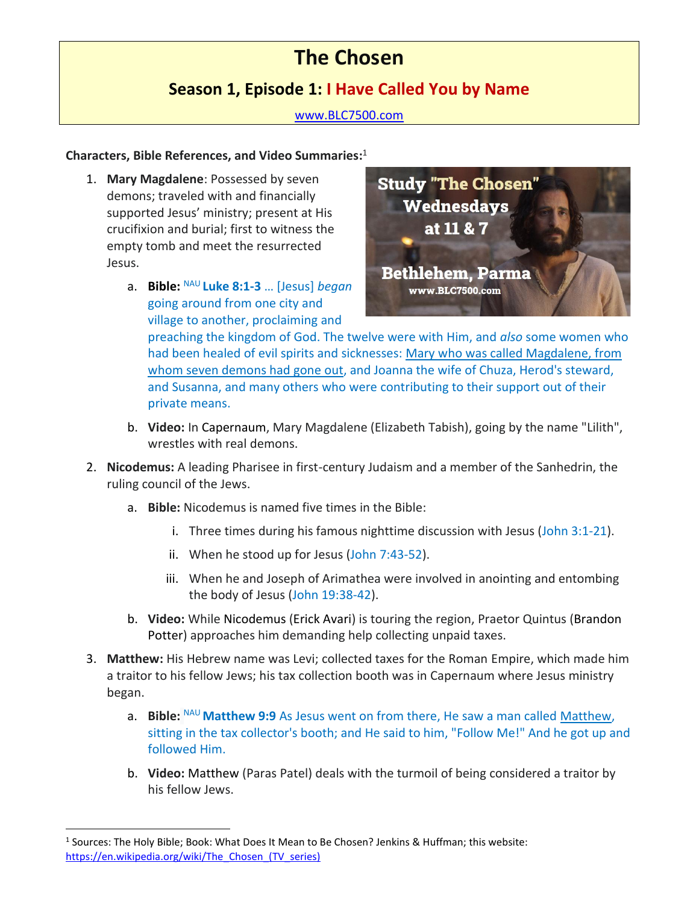# The Chosen

## Season 1, Episode 1: I Have Called You by Name

www.BLC7500.com

**Characters, Bible References, and Video Summaries:**[1]

1. **Mary Magdalene**: Possessed by seven demons; traveled with and financially supported Jesus' ministry; present at His crucifixion and burial; first to witness the empty tomb and meet the resurrected Jesus.
   a. **Bible:** NAU **Luke 8:1-3** … [Jesus] *began* going around from one city and village to another, proclaiming and preaching the kingdom of God. The twelve were with Him, and *also* some women who had been healed of evil spirits and sicknesses: Mary who was called Magdalene, from whom seven demons had gone out, and Joanna the wife of Chuza, Herod's steward, and Susanna, and many others who were contributing to their support out of their private means.
   b. **Video:** In Capernaum, Mary Magdalene (Elizabeth Tabish), going by the name "Lilith", wrestles with real demons.

Study "The Chosen"
Wednesdays at 11 & 7
Bethlehem, Parma
www.BLC7500.com

2. **Nicodemus:** A leading Pharisee in first-century Judaism and a member of the Sanhedrin, the ruling council of the Jews.
   a. **Bible:** Nicodemus is named five times in the Bible:
      i. Three times during his famous nighttime discussion with Jesus (John 3:1-21).
      ii. When he stood up for Jesus (John 7:43-52).
      iii. When he and Joseph of Arimathea were involved in anointing and entombing the body of Jesus (John 19:38-42).
   b. **Video:** While Nicodemus (Erick Avari) is touring the region, Praetor Quintus (Brandon Potter) approaches him demanding help collecting unpaid taxes.
3. **Matthew:** His Hebrew name was Levi; collected taxes for the Roman Empire, which made him a traitor to his fellow Jews; his tax collection booth was in Capernaum where Jesus ministry began.
   a. **Bible:** NAU **Matthew 9:9** As Jesus went on from there, He saw a man called Matthew, sitting in the tax collector's booth; and He said to him, "Follow Me!" And he got up and followed Him.
   b. **Video:** Matthew (Paras Patel) deals with the turmoil of being considered a traitor by his fellow Jews.

---

[1] Sources: The Holy Bible; Book: What Does It Mean to Be Chosen? Jenkins & Huffman; this website: https://en.wikipedia.org/wiki/The_Chosen_(TV_series)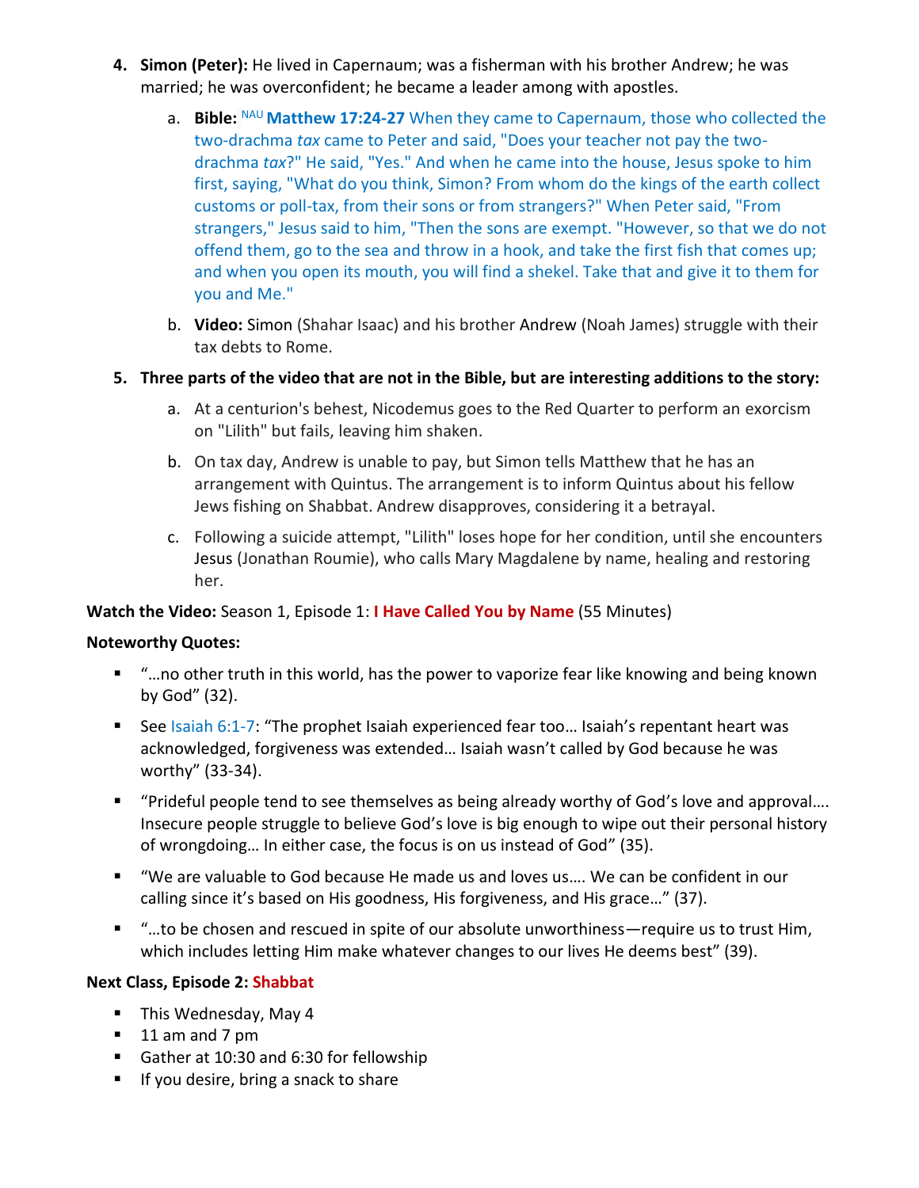4. **Simon (Peter):** He lived in Capernaum; was a fisherman with his brother Andrew; he was married; he was overconfident; he became a leader among with apostles.

    a. **Bible:** NAU **Matthew 17:24-27** When they came to Capernaum, those who collected the two-drachma *tax* came to Peter and said, "Does your teacher not pay the two-drachma *tax*?" He said, "Yes." And when he came into the house, Jesus spoke to him first, saying, "What do you think, Simon? From whom do the kings of the earth collect customs or poll-tax, from their sons or from strangers?" When Peter said, "From strangers," Jesus said to him, "Then the sons are exempt. "However, so that we do not offend them, go to the sea and throw in a hook, and take the first fish that comes up; and when you open its mouth, you will find a shekel. Take that and give it to them for you and Me."

    b. **Video:** Simon (Shahar Isaac) and his brother Andrew (Noah James) struggle with their tax debts to Rome.

5. **Three parts of the video that are not in the Bible, but are interesting additions to the story:**

    a. At a centurion's behest, Nicodemus goes to the Red Quarter to perform an exorcism on "Lilith" but fails, leaving him shaken.

    b. On tax day, Andrew is unable to pay, but Simon tells Matthew that he has an arrangement with Quintus. The arrangement is to inform Quintus about his fellow Jews fishing on Shabbat. Andrew disapproves, considering it a betrayal.

    c. Following a suicide attempt, "Lilith" loses hope for her condition, until she encounters Jesus (Jonathan Roumie), who calls Mary Magdalene by name, healing and restoring her.

**Watch the Video:** Season 1, Episode 1: **I Have Called You by Name** (55 Minutes)

**Noteworthy Quotes:**

- "…no other truth in this world, has the power to vaporize fear like knowing and being known by God" (32).
- See Isaiah 6:1-7: "The prophet Isaiah experienced fear too… Isaiah's repentant heart was acknowledged, forgiveness was extended… Isaiah wasn't called by God because he was worthy" (33-34).
- "Prideful people tend to see themselves as being already worthy of God's love and approval…. Insecure people struggle to believe God's love is big enough to wipe out their personal history of wrongdoing… In either case, the focus is on us instead of God" (35).
- "We are valuable to God because He made us and loves us…. We can be confident in our calling since it's based on His goodness, His forgiveness, and His grace…" (37).
- "…to be chosen and rescued in spite of our absolute unworthiness—require us to trust Him, which includes letting Him make whatever changes to our lives He deems best" (39).

**Next Class, Episode 2: Shabbat**

- This Wednesday, May 4
- 11 am and 7 pm
- Gather at 10:30 and 6:30 for fellowship
- If you desire, bring a snack to share